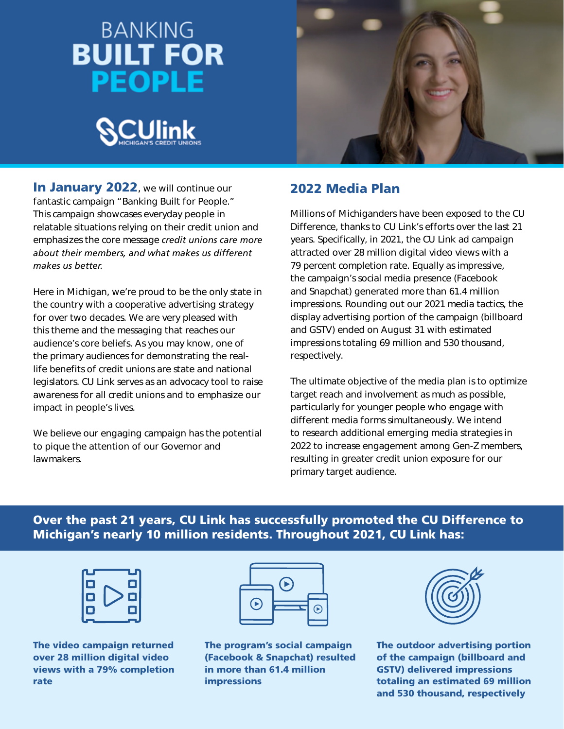# BANKING BUILT FOR PEOPLE

CUlink MICHIGAN'S CREDIT UNIONS

**In January 2022**, we will continue our fantastic campaign "Banking Built for People." This campaign showcases everyday people in relatable situations relying on their credit union and emphasizes the core message *credit unions care more about their members, and what makes us different makes us better.*

Here in Michigan, we're proud to be the only state in the country with a cooperative advertising strategy for over two decades. We are very pleased with this theme and the messaging that reaches our audience's core beliefs. As you may know, one of the primary audiences for demonstrating the real-life benefits of credit unions are state and national legislators. CU Link serves as an advocacy tool to raise awareness for all credit unions and to emphasize our impact in people's lives.

We believe our engaging campaign has the potential to pique the attention of our Governor and lawmakers.

## 2022 Media Plan

Millions of Michiganders have been exposed to the CU Difference, thanks to CU Link's efforts over the last 21 years. Specifically, in 2021, the CU Link ad campaign attracted over 28 million digital video views with a 79 percent completion rate. Equally as impressive, the campaign's social media presence (Facebook and Snapchat) generated more than 61.4 million impressions. Rounding out our 2021 media tactics, the display advertising portion of the campaign (billboard and GSTV) ended on August 31 with estimated impressions totaling 69 million and 530 thousand, respectively.

The ultimate objective of the media plan is to optimize target reach and involvement as much as possible, particularly for younger people who engage with different media forms simultaneously. We intend to research additional emerging media strategies in 2022 to increase engagement among Gen-Z members, resulting in greater credit union exposure for our primary target audience.

**Over the past 21 years, CU Link has successfully promoted the CU Difference to Michigan's nearly 10 million residents. Throughout 2021, CU Link has:**

**The video campaign returned over 28 million digital video views with a 79% completion rate**

**The program's social campaign (Facebook & Snapchat) resulted in more than 61.4 million impressions**

**The outdoor advertising portion of the campaign (billboard and GSTV) delivered impressions totaling an estimated 69 million and 530 thousand, respectively**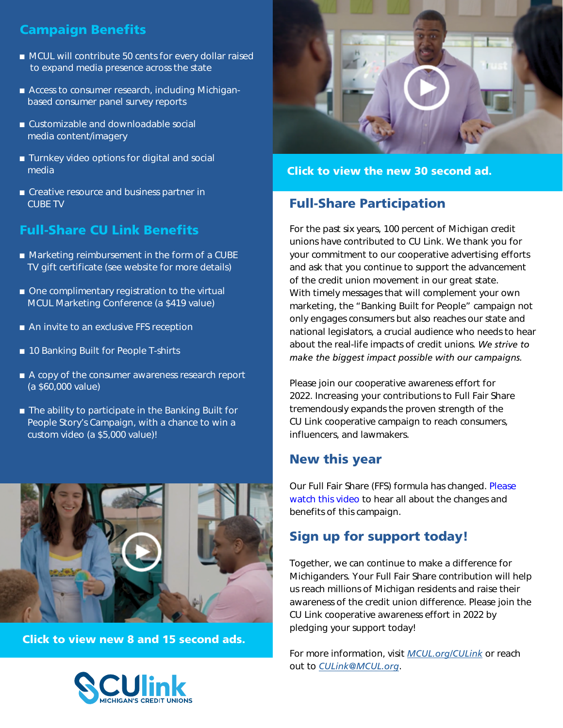## Campaign Benefits

- MCUL will contribute 50 cents for every dollar raised to expand media presence across the state
- Access to consumer research, including Michigan-based consumer panel survey reports
- Customizable and downloadable social media content/imagery
- Turnkey video options for digital and social media
- Creative resource and business partner in CUBE TV

## Full-Share CU Link Benefits

- Marketing reimbursement in the form of a CUBE TV gift certificate (see website for more details)
- One complimentary registration to the virtual MCUL Marketing Conference (a $419 value)
- An invite to an exclusive FFS reception
- 10 Banking Built for People T-shirts
- A copy of the consumer awareness research report (a $60,000 value)
- The ability to participate in the Banking Built for People Story's Campaign, with a chance to win a custom video (a $5,000 value)!

**Click to view new 8 and 15 second ads.**

**Click to view the new 30 second ad.**

## Full-Share Participation

For the past six years, 100 percent of Michigan credit unions have contributed to CU Link. We thank you for your commitment to our cooperative advertising efforts and ask that you continue to support the advancement of the credit union movement in our great state. With timely messages that will complement your own marketing, the "Banking Built for People" campaign not only engages consumers but also reaches our state and national legislators, a crucial audience who needs to hear about the real-life impacts of credit unions. *We strive to make the biggest impact possible with our campaigns.*

Please join our cooperative awareness effort for 2022. Increasing your contributions to Full Fair Share tremendously expands the proven strength of the CU Link cooperative campaign to reach consumers, influencers, and lawmakers.

## New this year

Our Full Fair Share (FFS) formula has changed. Please watch this video to hear all about the changes and benefits of this campaign.

## Sign up for support today!

Together, we can continue to make a difference for Michiganders. Your Full Fair Share contribution will help us reach millions of Michigan residents and raise their awareness of the credit union difference. Please join the CU Link cooperative awareness effort in 2022 by pledging your support today!

For more information, visit *MCUL.org/CULink* or reach out to *CULink@MCUL.org*.

CUlink MICHIGAN'S CREDIT UNIONS